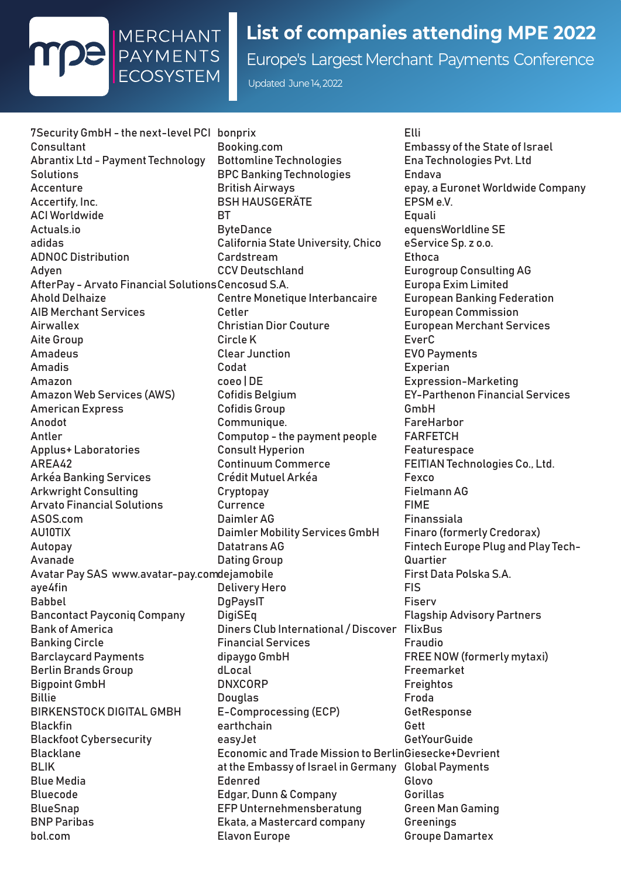MERCHANT PAYMENTS ECOSYSTEM

# List of companies attending MPE 2022

## Europe's Largest Merchant Payments Conference

Updated June 14, 2022

7Security GmbH - the next-level PCI Consultant
Abrantix Ltd - Payment Technology Solutions
Accenture
Accertify, Inc.
ACI Worldwide
Actuals.io
adidas
ADNOC Distribution
Adyen
AfterPay - Arvato Financial Solutions
Ahold Delhaize
AIB Merchant Services
Airwallex
Aite Group
Amadeus
Amadis
Amazon
Amazon Web Services (AWS)
American Express
Anodot
Antler
Applus+ Laboratories
AREA42
Arkéa Banking Services
Arkwright Consulting
Arvato Financial Solutions
ASOS.com
AU10TIX
Autopay
Avanade
Avatar Pay SAS www.avatar-pay.com
aye4fin
Babbel
Bancontact Payconiq Company
Bank of America
Banking Circle
Barclaycard Payments
Berlin Brands Group
Bigpoint GmbH
Billie
BIRKENSTOCK DIGITAL GMBH
Blackfin
Blackfoot Cybersecurity
Blacklane
BLIK
Blue Media
Bluecode
BlueSnap
BNP Paribas
bol.com
bonprix
Booking.com
Bottomline Technologies
BPC Banking Technologies
British Airways
BSH HAUSGERÄTE
BT
ByteDance
California State University, Chico
Cardstream
CCV Deutschland
Cencosud S.A.
Centre Monetique Interbancaire
Cetler
Christian Dior Couture
Circle K
Clear Junction
Codat
coeo | DE
Cofidis Belgium
Cofidis Group
Communique.
Computop - the payment people
Consult Hyperion
Continuum Commerce
Crédit Mutuel Arkéa
Cryptopay
Currence
Daimler AG
Daimler Mobility Services GmbH
Datatrans AG
Dating Group
dejamobile
Delivery Hero
DgPaysIT
DigiSEq
Diners Club International / Discover Financial Services
dipaygo GmbH
dLocal
DNXCORP
Douglas
E-Comprocessing (ECP)
earthchain
easyJet
Economic and Trade Mission to Berlin at the Embassy of Israel in Germany
Edenred
Edgar, Dunn & Company
EFP Unternehmensberatung
Ekata, a Mastercard company
Elavon Europe
Elli
Embassy of the State of Israel
Ena Technologies Pvt. Ltd
Endava
epay, a Euronet Worldwide Company
EPSM e.V.
Equali
equensWorldline SE
eService Sp. z o.o.
Ethoca
Eurogroup Consulting AG
Europa Exim Limited
European Banking Federation
European Commission
European Merchant Services
EverC
EVO Payments
Experian
Expression-Marketing
EY-Parthenon Financial Services GmbH
FareHarbor
FARFETCH
Featurespace
FEITIAN Technologies Co., Ltd.
Fexco
Fielmann AG
FIME
Finanssiala
Finaro (formerly Credorax)
Fintech Europe Plug and Play Tech-Quartier
First Data Polska S.A.
FIS
Fiserv
Flagship Advisory Partners
FlixBus
Fraudio
FREE NOW (formerly mytaxi)
Freemarket
Freightos
Froda
GetResponse
Gett
GetYourGuide
Giesecke+Devrient
Global Payments
Glovo
Gorillas
Green Man Gaming
Greenings
Groupe Damartex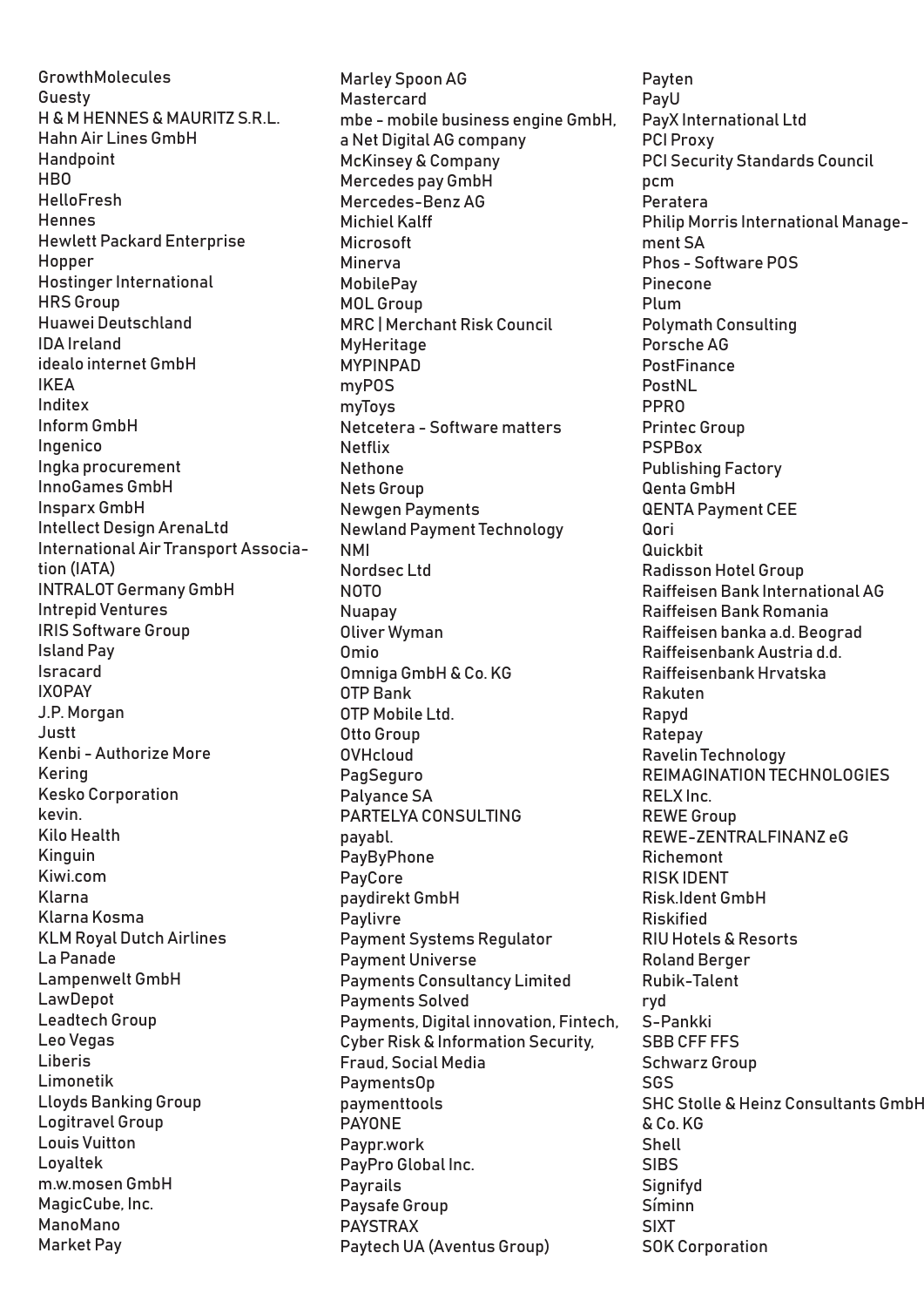GrowthMolecules
Guesty
H & M HENNES & MAURITZ S.R.L.
Hahn Air Lines GmbH
Handpoint
HBO
HelloFresh
Hennes
Hewlett Packard Enterprise
Hopper
Hostinger International
HRS Group
Huawei Deutschland
IDA Ireland
idealo internet GmbH
IKEA
Inditex
Inform GmbH
Ingenico
Ingka procurement
InnoGames GmbH
Insparx GmbH
Intellect Design ArenaLtd
International Air Transport Association (IATA)
INTRALOT Germany GmbH
Intrepid Ventures
IRIS Software Group
Island Pay
Isracard
IXOPAY
J.P. Morgan
Justt
Kenbi - Authorize More
Kering
Kesko Corporation
kevin.
Kilo Health
Kinguin
Kiwi.com
Klarna
Klarna Kosma
KLM Royal Dutch Airlines
La Panade
Lampenwelt GmbH
LawDepot
Leadtech Group
Leo Vegas
Liberis
Limonetik
Lloyds Banking Group
Logitravel Group
Louis Vuitton
Loyaltek
m.w.mosen GmbH
MagicCube, Inc.
ManoMano
Market Pay
Marley Spoon AG
Mastercard
mbe - mobile business engine GmbH, a Net Digital AG company
McKinsey & Company
Mercedes pay GmbH
Mercedes-Benz AG
Michiel Kalff
Microsoft
Minerva
MobilePay
MOL Group
MRC | Merchant Risk Council
MyHeritage
MYPINPAD
myPOS
myToys
Netcetera - Software matters
Netflix
Nethone
Nets Group
Newgen Payments
Newland Payment Technology
NMI
Nordsec Ltd
NOTO
Nuapay
Oliver Wyman
Omio
Omniga GmbH & Co. KG
OTP Bank
OTP Mobile Ltd.
Otto Group
OVHcloud
PagSeguro
Palyance SA
PARTELYA CONSULTING
payabl.
PayByPhone
PayCore
paydirekt GmbH
Paylivre
Payment Systems Regulator
Payment Universe
Payments Consultancy Limited
Payments Solved
Payments, Digital innovation, Fintech, Cyber Risk & Information Security, Fraud, Social Media
PaymentsOp
paymenttools
PAYONE
Paypr.work
PayPro Global Inc.
Payrails
Paysafe Group
PAYSTRAX
Paytech UA (Aventus Group)
Payten
PayU
PayX International Ltd
PCI Proxy
PCI Security Standards Council
pcm
Peratera
Philip Morris International Management SA
Phos - Software POS
Pinecone
Plum
Polymath Consulting
Porsche AG
PostFinance
PostNL
PPRO
Printec Group
PSPBox
Publishing Factory
Qenta GmbH
QENTA Payment CEE
Qori
Quickbit
Radisson Hotel Group
Raiffeisen Bank International AG
Raiffeisen Bank Romania
Raiffeisen banka a.d. Beograd
Raiffeisenbank Austria d.d.
Raiffeisenbank Hrvatska
Rakuten
Rapyd
Ratepay
Ravelin Technology
REIMAGINATION TECHNOLOGIES
RELX Inc.
REWE Group
REWE-ZENTRALFINANZ eG
Richemont
RISK IDENT
Risk.Ident GmbH
Riskified
RIU Hotels & Resorts
Roland Berger
Rubik-Talent
ryd
S-Pankki
SBB CFF FFS
Schwarz Group
SGS
SHC Stolle & Heinz Consultants GmbH & Co. KG
Shell
SIBS
Signifyd
Síminn
SIXT
SOK Corporation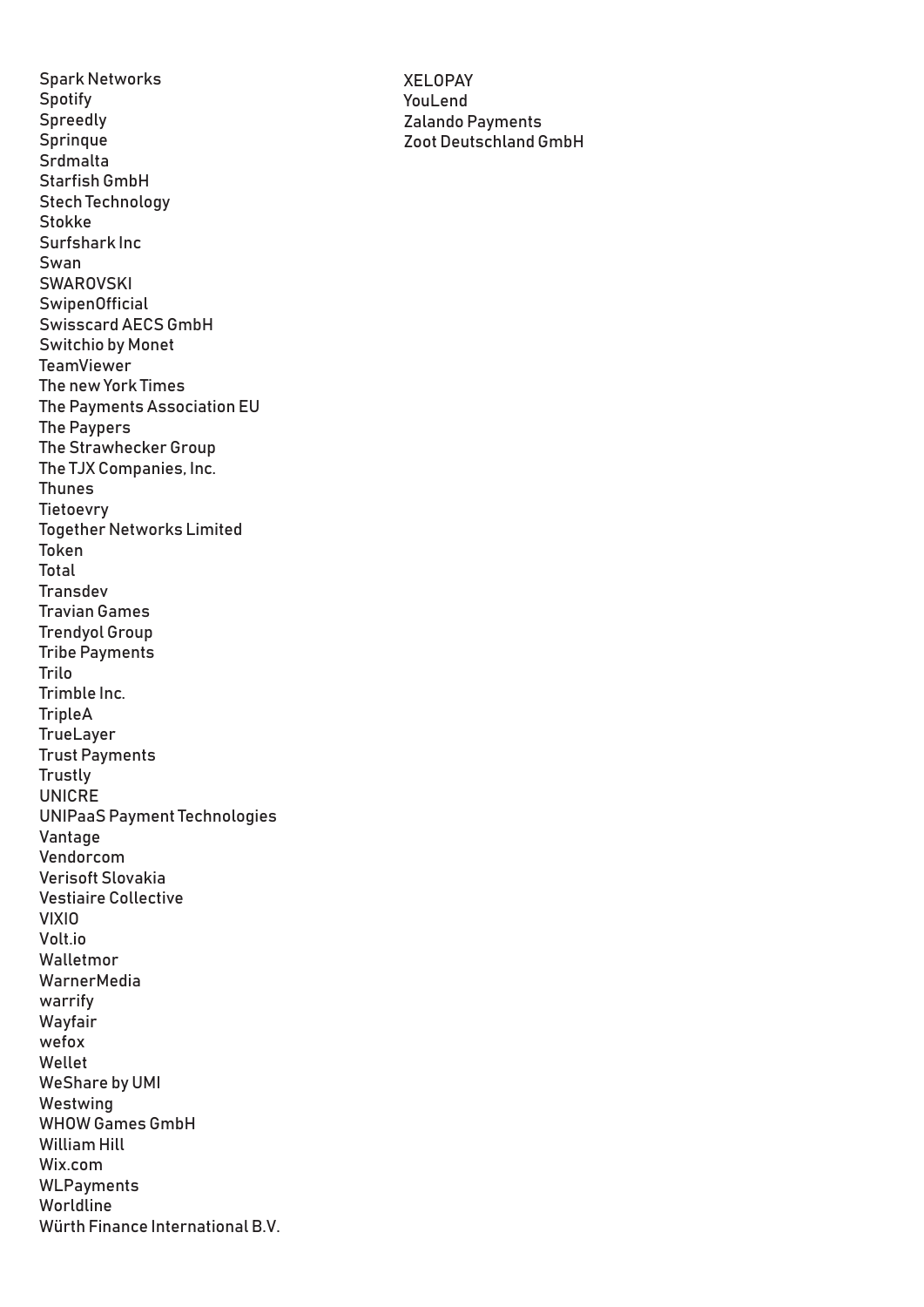Spark Networks
Spotify
Spreedly
Sprinque
Srdmalta
Starfish GmbH
Stech Technology
Stokke
Surfshark Inc
Swan
SWAROVSKI
SwipenOfficial
Swisscard AECS GmbH
Switchio by Monet
TeamViewer
The new York Times
The Payments Association EU
The Paypers
The Strawhecker Group
The TJX Companies, Inc.
Thunes
Tietoevry
Together Networks Limited
Token
Total
Transdev
Travian Games
Trendyol Group
Tribe Payments
Trilo
Trimble Inc.
TripleA
TrueLayer
Trust Payments
Trustly
UNICRE
UNIPaaS Payment Technologies
Vantage
Vendorcom
Verisoft Slovakia
Vestiaire Collective
VIXIO
Volt.io
Walletmor
WarnerMedia
warrify
Wayfair
wefox
Wellet
WeShare by UMI
Westwing
WHOW Games GmbH
William Hill
Wix.com
WLPayments
Worldline
Würth Finance International B.V.
XELOPAY
YouLend
Zalando Payments
Zoot Deutschland GmbH